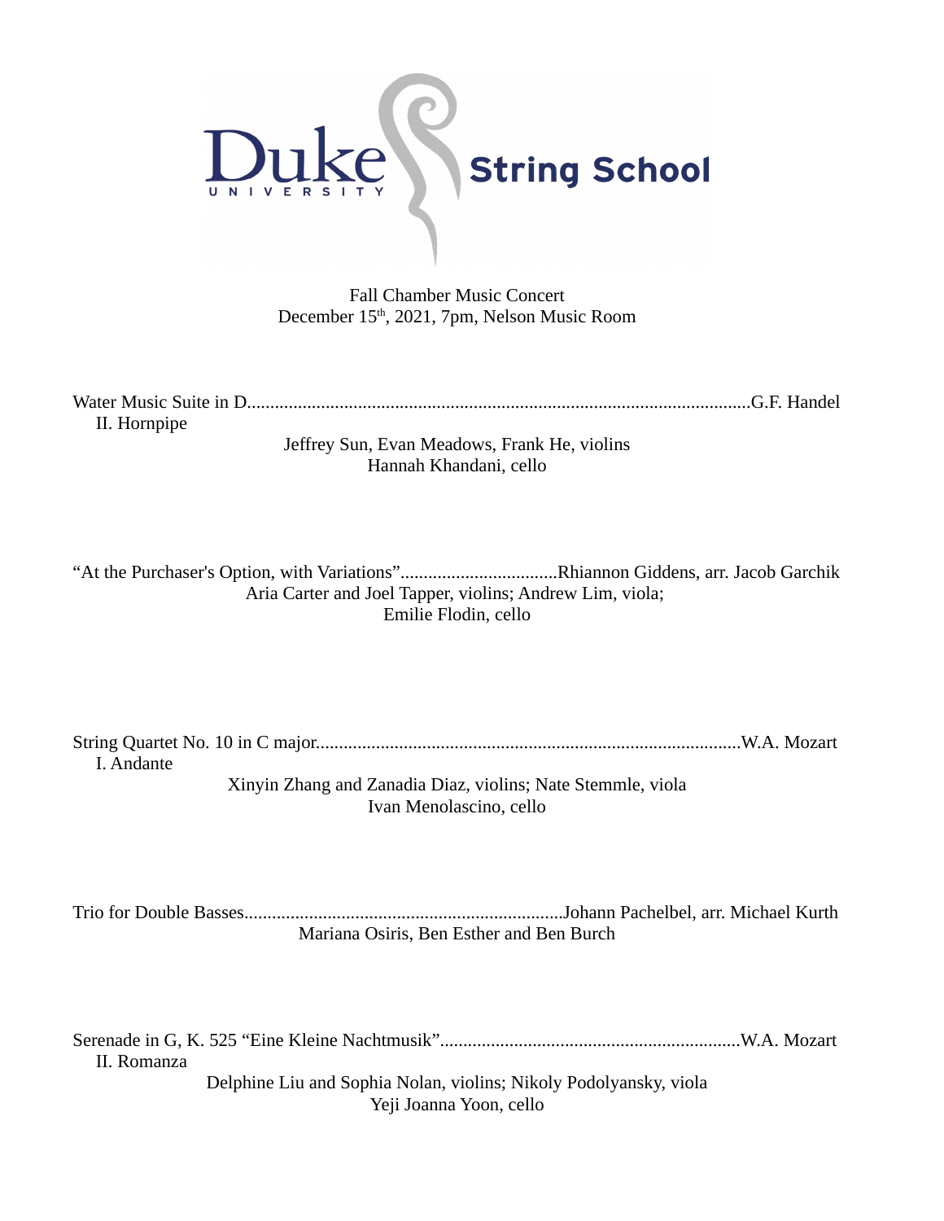# Duke University String School

Fall Chamber Music Concert
December 15th, 2021, 7pm, Nelson Music Room

Water Music Suite in D............................................................G.F. Handel
II. Hornpipe

Jeffrey Sun, Evan Meadows, Frank He, violins
Hannah Khandani, cello

“At the Purchaser's Option, with Variations”..................................Rhiannon Giddens, arr. Jacob Garchik

Aria Carter and Joel Tapper, violins; Andrew Lim, viola;
Emilie Flodin, cello

String Quartet No. 10 in C major............................................................W.A. Mozart
I. Andante

Xinyin Zhang and Zanadia Diaz, violins; Nate Stemmle, viola
Ivan Menolascino, cello

Trio for Double Basses......................................................Johann Pachelbel, arr. Michael Kurth

Mariana Osiris, Ben Esther and Ben Burch

Serenade in G, K. 525 “Eine Kleine Nachtmusik”..................................W.A. Mozart
II. Romanza

Delphine Liu and Sophia Nolan, violins; Nikoly Podolyansky, viola
Yeji Joanna Yoon, cello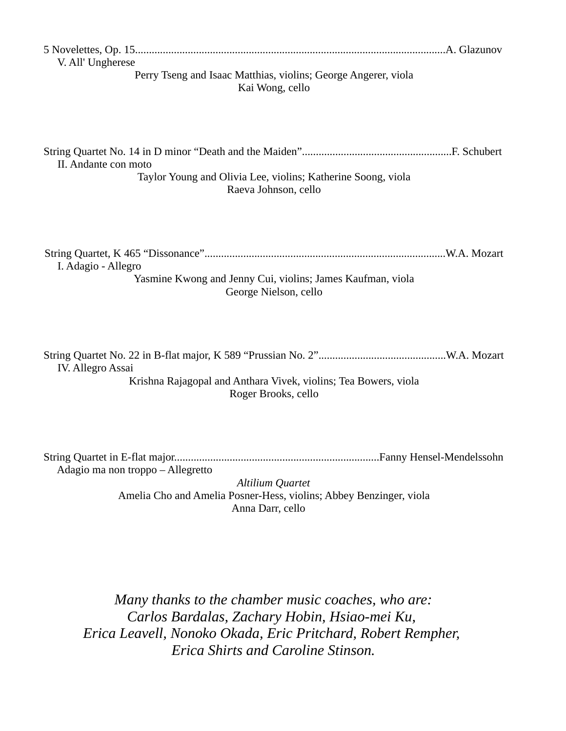5 Novelettes, Op. 15................................................................................................................A. Glazunov
V. All' Ungherese

Perry Tseng and Isaac Matthias, violins; George Angerer, viola
Kai Wong, cello

String Quartet No. 14 in D minor “Death and the Maiden”......................................................F. Schubert
II. Andante con moto

Taylor Young and Olivia Lee, violins; Katherine Soong, viola
Raeva Johnson, cello

String Quartet, K 465 “Dissonance”.......................................................................................W.A. Mozart
I. Adagio - Allegro

Yasmine Kwong and Jenny Cui, violins; James Kaufman, viola
George Nielson, cello

String Quartet No. 22 in B-flat major, K 589 “Prussian No. 2”..............................................W.A. Mozart
IV. Allegro Assai

Krishna Rajagopal and Anthara Vivek, violins; Tea Bowers, viola
Roger Brooks, cello

String Quartet in E-flat major..........................................................................Fanny Hensel-Mendelssohn
Adagio ma non troppo – Allegretto

*Altilium Quartet*
Amelia Cho and Amelia Posner-Hess, violins; Abbey Benzinger, viola
Anna Darr, cello

*Many thanks to the chamber music coaches, who are:*
*Carlos Bardalas, Zachary Hobin, Hsiao-mei Ku,*
*Erica Leavell, Nonoko Okada, Eric Pritchard, Robert Rempher,*
*Erica Shirts and Caroline Stinson.*